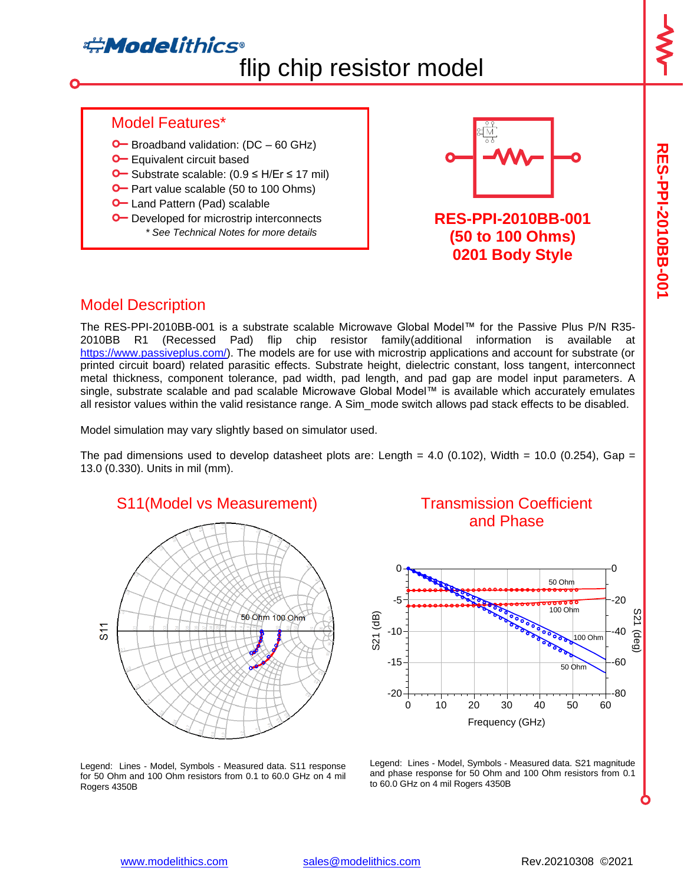# Modelithics®

# flip chip resistor model

## Model Features*

- Broadband validation: (DC – 60 GHz)
- Equivalent circuit based
- Substrate scalable: (0.9 ≤ H/Er ≤ 17 mil)
- Part value scalable (50 to 100 Ohms)
- Land Pattern (Pad) scalable
- Developed for microstrip interconnects

*\* See Technical Notes for more details*

**RES-PPI-2010BB-001**
**(50 to 100 Ohms)**
**0201 Body Style**

## Model Description

The RES-PPI-2010BB-001 is a substrate scalable Microwave Global Model™ for the Passive Plus P/N R35-2010BB R1 (Recessed Pad) flip chip resistor family(additional information is available at https://www.passiveplus.com/). The models are for use with microstrip applications and account for substrate (or printed circuit board) related parasitic effects. Substrate height, dielectric constant, loss tangent, interconnect metal thickness, component tolerance, pad width, pad length, and pad gap are model input parameters. A single, substrate scalable and pad scalable Microwave Global Model™ is available which accurately emulates all resistor values within the valid resistance range. A Sim_mode switch allows pad stack effects to be disabled.

Model simulation may vary slightly based on simulator used.

The pad dimensions used to develop datasheet plots are: Length = 4.0 (0.102), Width = 10.0 (0.254), Gap = 13.0 (0.330). Units in mil (mm).

## S11(Model vs Measurement)

Legend: Lines - Model, Symbols - Measured data. S11 response for 50 Ohm and 100 Ohm resistors from 0.1 to 60.0 GHz on 4 mil Rogers 4350B

## Transmission Coefficient and Phase

Legend: Lines - Model, Symbols - Measured data. S21 magnitude and phase response for 50 Ohm and 100 Ohm resistors from 0.1 to 60.0 GHz on 4 mil Rogers 4350B

www.modelithics.com sales@modelithics.com Rev.20210308 ©2021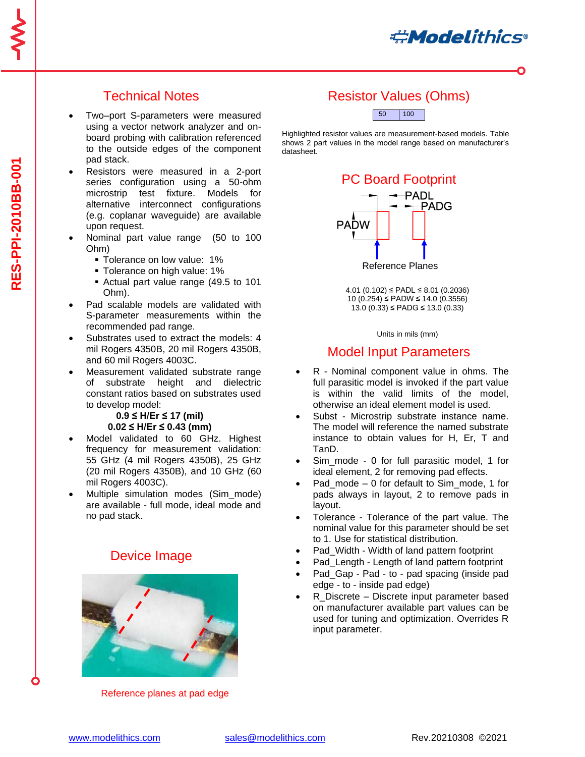## Technical Notes

- Two–port S-parameters were measured using a vector network analyzer and on-board probing with calibration referenced to the outside edges of the component pad stack.
- Resistors were measured in a 2-port series configuration using a 50-ohm microstrip test fixture. Models for alternative interconnect configurations (e.g. coplanar waveguide) are available upon request.
- Nominal part value range (50 to 100 Ohm)
  - Tolerance on low value: 1%
  - Tolerance on high value: 1%
  - Actual part value range (49.5 to 101 Ohm).
- Pad scalable models are validated with S-parameter measurements within the recommended pad range.
- Substrates used to extract the models: 4 mil Rogers 4350B, 20 mil Rogers 4350B, and 60 mil Rogers 4003C.
- Measurement validated substrate range of substrate height and dielectric constant ratios based on substrates used to develop model:

  **0.9 ≤ H/Er ≤ 17 (mil)**

  **0.02 ≤ H/Er ≤ 0.43 (mm)**
- Model validated to 60 GHz. Highest frequency for measurement validation: 55 GHz (4 mil Rogers 4350B), 25 GHz (20 mil Rogers 4350B), and 10 GHz (60 mil Rogers 4003C).
- Multiple simulation modes (Sim_mode) are available - full mode, ideal mode and no pad stack.

## Device Image

Reference planes at pad edge

## Resistor Values (Ohms)

| 50 | 100 |
|---|---|

Highlighted resistor values are measurement-based models. Table shows 2 part values in the model range based on manufacturer's datasheet.

## PC Board Footprint

PADL

PADG

PADW

Reference Planes

4.01 (0.102) ≤ PADL ≤ 8.01 (0.2036)
10 (0.254) ≤ PADW ≤ 14.0 (0.3556)
13.0 (0.33) ≤ PADG ≤ 13.0 (0.33)

Units in mils (mm)

## Model Input Parameters

- R - Nominal component value in ohms. The full parasitic model is invoked if the part value is within the valid limits of the model, otherwise an ideal element model is used.
- Subst - Microstrip substrate instance name. The model will reference the named substrate instance to obtain values for H, Er, T and TanD.
- Sim_mode - 0 for full parasitic model, 1 for ideal element, 2 for removing pad effects.
- Pad_mode – 0 for default to Sim_mode, 1 for pads always in layout, 2 to remove pads in layout.
- Tolerance - Tolerance of the part value. The nominal value for this parameter should be set to 1. Use for statistical distribution.
- Pad_Width - Width of land pattern footprint
- Pad_Length - Length of land pattern footprint
- Pad_Gap - Pad - to - pad spacing (inside pad edge - to - inside pad edge)
- R_Discrete – Discrete input parameter based on manufacturer available part values can be used for tuning and optimization. Overrides R input parameter.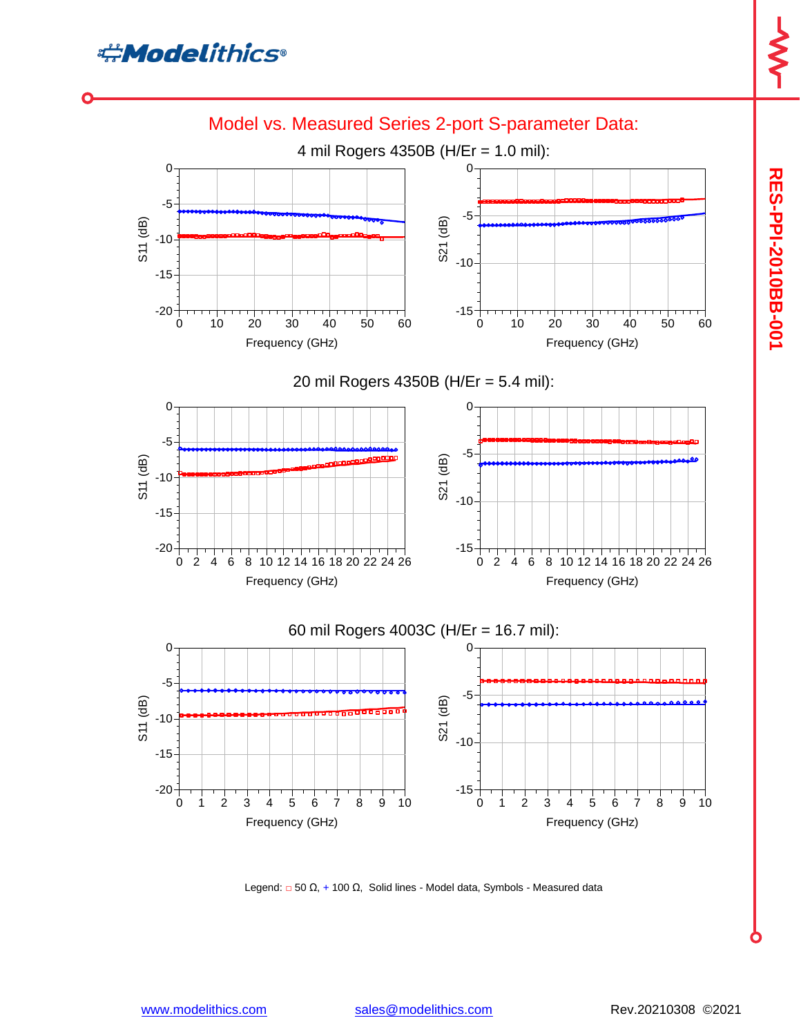## Model vs. Measured Series 2-port S-parameter Data:

### 4 mil Rogers 4350B (H/Er = 1.0 mil):

### 20 mil Rogers 4350B (H/Er = 5.4 mil):

### 60 mil Rogers 4003C (H/Er = 16.7 mil):

Legend: □ 50 Ω, + 100 Ω, Solid lines - Model data, Symbols - Measured data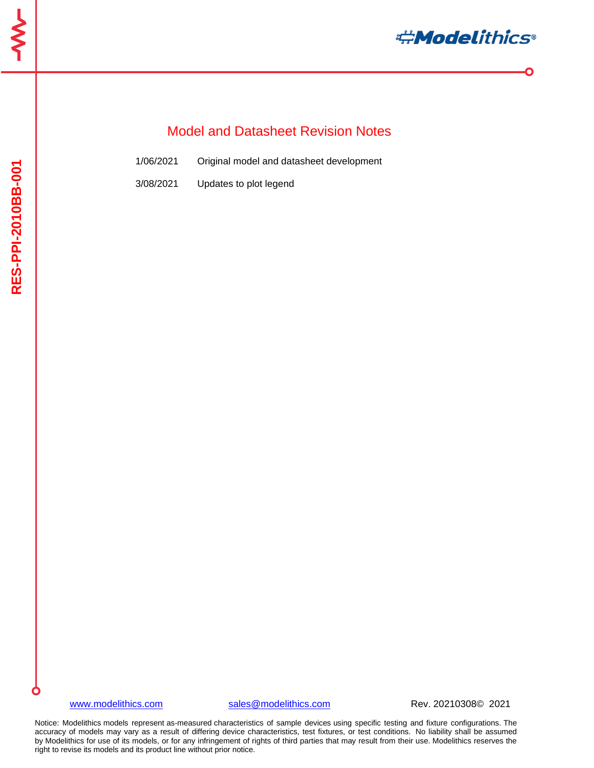## Model and Datasheet Revision Notes

| | |
|---|---|
| 1/06/2021 | Original model and datasheet development |
| 3/08/2021 | Updates to plot legend |

www.modelithics.com sales@modelithics.com Rev. 20210308© 2021

Notice: Modelithics models represent as-measured characteristics of sample devices using specific testing and fixture configurations. The accuracy of models may vary as a result of differing device characteristics, test fixtures, or test conditions. No liability shall be assumed by Modelithics for use of its models, or for any infringement of rights of third parties that may result from their use. Modelithics reserves the right to revise its models and its product line without prior notice.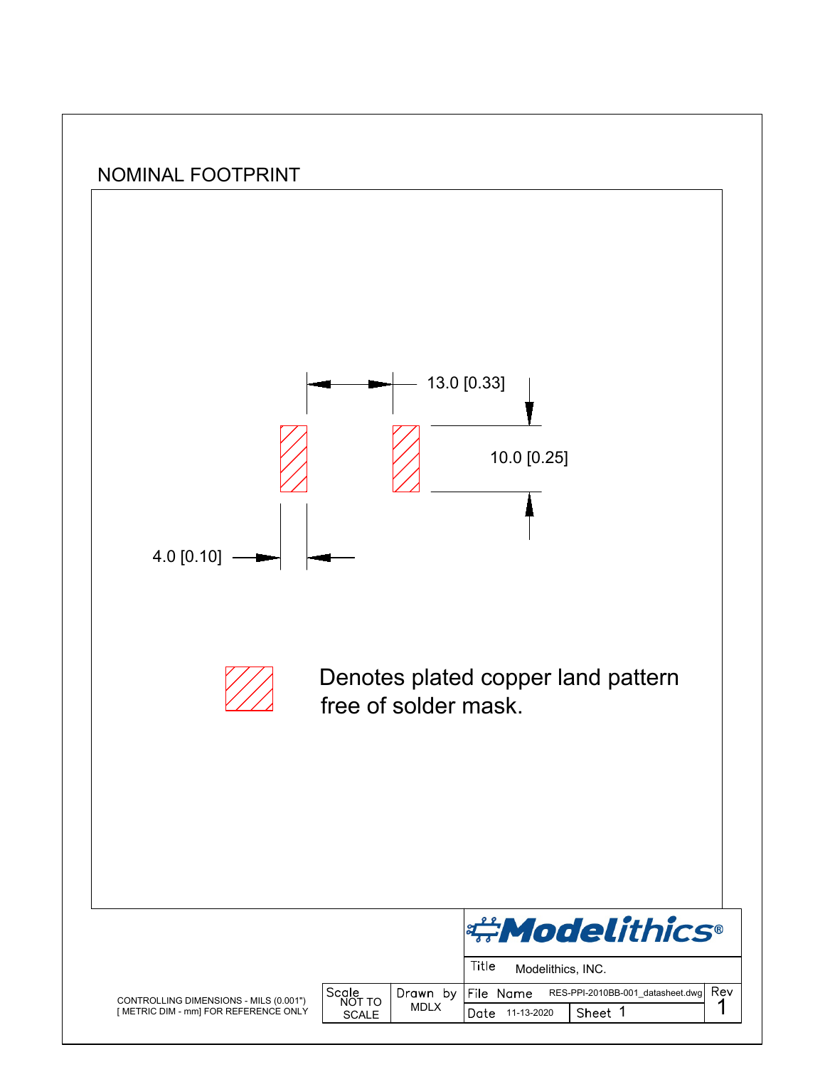## NOMINAL FOOTPRINT

13.0 [0.33]

10.0 [0.25]

4.0 [0.10]

Denotes plated copper land pattern free of solder mask.

CONTROLLING DIMENSIONS - MILS (0.001")
[ METRIC DIM - mm] FOR REFERENCE ONLY

| | | | | |
|---|---|---|---|---|
| Scale NOT TO SCALE | Drawn by MDLX | Modelithics | | |
| | | Title Modelithics, INC. | | |
| | | File Name RES-PPI-2010BB-001_datasheet.dwg | | Rev 1 |
| | | Date 11-13-2020 | Sheet 1 | |